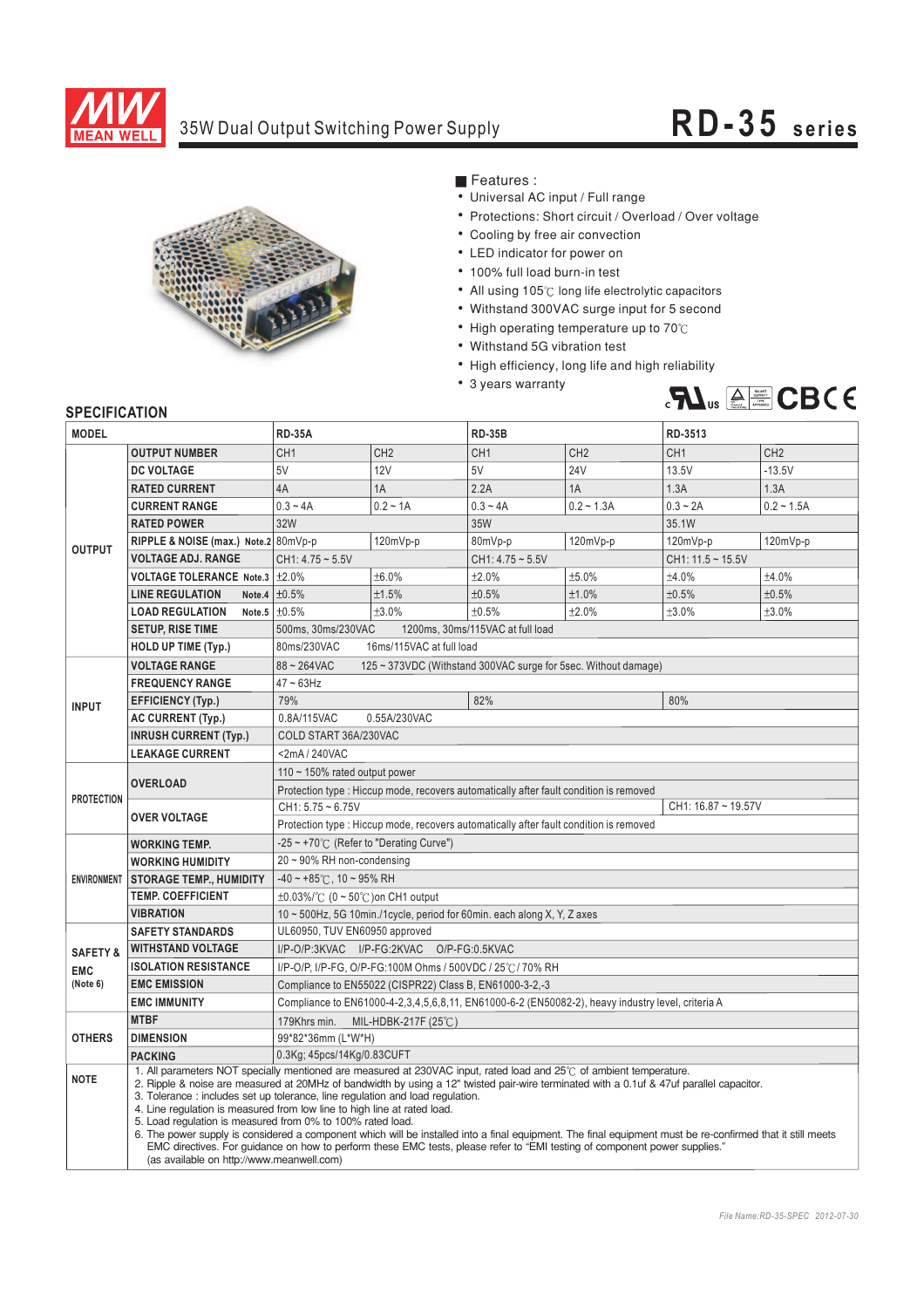# 35W Dual Output Switching Power Supply

## RD-35 series

■ Features :

- Universal AC input / Full range
- Protections: Short circuit / Overload / Over voltage
- Cooling by free air convection
- LED indicator for power on
- 100% full load burn-in test
- All using 105℃ long life electrolytic capacitors
- Withstand 300VAC surge input for 5 second
- High operating temperature up to 70℃
- Withstand 5G vibration test
- High efficiency, long life and high reliability
- 3 years warranty

## SPECIFICATION

| MODEL | | RD-35A | | RD-35B | | RD-3513 | |
|---|---|---|---|---|---|---|---|
| OUTPUT | OUTPUT NUMBER | CH1 | CH2 | CH1 | CH2 | CH1 | CH2 |
| | DC VOLTAGE | 5V | 12V | 5V | 24V | 13.5V | -13.5V |
| | RATED CURRENT | 4A | 1A | 2.2A | 1A | 1.3A | 1.3A |
| | CURRENT RANGE | 0.3 ~ 4A | 0.2 ~ 1A | 0.3 ~ 4A | 0.2 ~ 1.3A | 0.3 ~ 2A | 0.2 ~ 1.5A |
| | RATED POWER | 32W | | 35W | | 35.1W | |
| | RIPPLE & NOISE (max.) Note.2 | 80mVp-p | 120mVp-p | 80mVp-p | 120mVp-p | 120mVp-p | 120mVp-p |
| | VOLTAGE ADJ. RANGE | CH1: 4.75 ~ 5.5V | | CH1: 4.75 ~ 5.5V | | CH1: 11.5 ~ 15.5V | |
| | VOLTAGE TOLERANCE Note.3 | ±2.0% | ±6.0% | ±2.0% | ±5.0% | ±4.0% | ±4.0% |
| | LINE REGULATION Note.4 | ±0.5% | ±1.5% | ±0.5% | ±1.0% | ±0.5% | ±0.5% |
| | LOAD REGULATION Note.5 | ±0.5% | ±3.0% | ±0.5% | ±2.0% | ±3.0% | ±3.0% |
| | SETUP, RISE TIME | 500ms, 30ms/230VAC 1200ms, 30ms/115VAC at full load | | | | | |
| | HOLD UP TIME (Typ.) | 80ms/230VAC 16ms/115VAC at full load | | | | | |
| INPUT | VOLTAGE RANGE | 88 ~ 264VAC 125 ~ 373VDC (Withstand 300VAC surge for 5sec. Without damage) | | | | | |
| | FREQUENCY RANGE | 47 ~ 63Hz | | | | | |
| | EFFICIENCY (Typ.) | 79% | | 82% | | 80% | |
| | AC CURRENT (Typ.) | 0.8A/115VAC 0.55A/230VAC | | | | | |
| | INRUSH CURRENT (Typ.) | COLD START 36A/230VAC | | | | | |
| | LEAKAGE CURRENT | <2mA / 240VAC | | | | | |
| PROTECTION | OVERLOAD | 110 ~ 150% rated output power | | | | | |
| | | Protection type : Hiccup mode, recovers automatically after fault condition is removed | | | | | |
| | OVER VOLTAGE | CH1: 5.75 ~ 6.75V | | | | CH1: 16.87 ~ 19.57V | |
| | | Protection type : Hiccup mode, recovers automatically after fault condition is removed | | | | | |
| ENVIRONMENT | WORKING TEMP. | -25 ~ +70℃ (Refer to "Derating Curve") | | | | | |
| | WORKING HUMIDITY | 20 ~ 90% RH non-condensing | | | | | |
| | STORAGE TEMP., HUMIDITY | -40 ~ +85℃, 10 ~ 95% RH | | | | | |
| | TEMP. COEFFICIENT | ±0.03%/℃ (0 ~ 50℃) on CH1 output | | | | | |
| | VIBRATION | 10 ~ 500Hz, 5G 10min./1cycle, period for 60min. each along X, Y, Z axes | | | | | |
| SAFETY & EMC (Note 6) | SAFETY STANDARDS | UL60950, TUV EN60950 approved | | | | | |
| | WITHSTAND VOLTAGE | I/P-O/P:3KVAC I/P-FG:2KVAC O/P-FG:0.5KVAC | | | | | |
| | ISOLATION RESISTANCE | I/P-O/P, I/P-FG, O/P-FG:100M Ohms / 500VDC / 25℃/ 70% RH | | | | | |
| | EMC EMISSION | Compliance to EN55022 (CISPR22) Class B, EN61000-3-2,-3 | | | | | |
| | EMC IMMUNITY | Compliance to EN61000-4-2,3,4,5,6,8,11, EN61000-6-2 (EN50082-2), heavy industry level, criteria A | | | | | |
| OTHERS | MTBF | 179Khrs min. MIL-HDBK-217F (25℃) | | | | | |
| | DIMENSION | 99*82*36mm (L*W*H) | | | | | |
| | PACKING | 0.3Kg; 45pcs/14Kg/0.83CUFT | | | | | |

**NOTE**

1. All parameters NOT specially mentioned are measured at 230VAC input, rated load and 25℃ of ambient temperature.
2. Ripple & noise are measured at 20MHz of bandwidth by using a 12" twisted pair-wire terminated with a 0.1uf & 47uf parallel capacitor.
3. Tolerance : includes set up tolerance, line regulation and load regulation.
4. Line regulation is measured from low line to high line at rated load.
5. Load regulation is measured from 0% to 100% rated load.
6. The power supply is considered a component which will be installed into a final equipment. The final equipment must be re-confirmed that it still meets EMC directives. For guidance on how to perform these EMC tests, please refer to "EMI testing of component power supplies." (as available on http://www.meanwell.com)

File Name:RD-35-SPEC 2012-07-30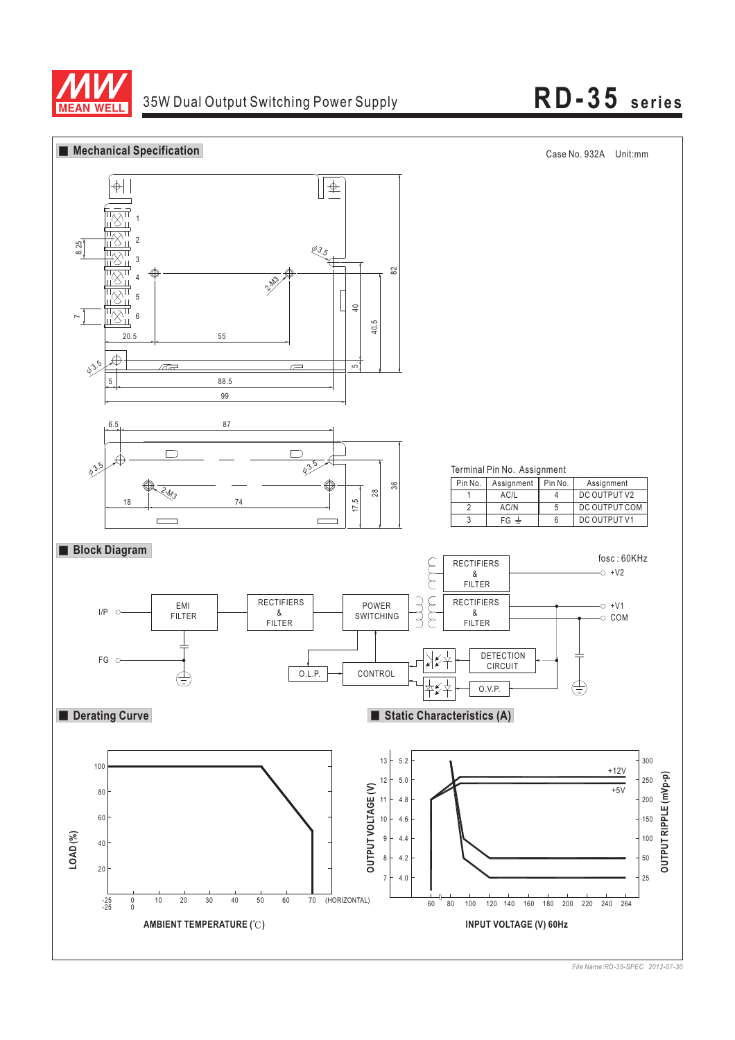# RD-35 series

35W Dual Output Switching Power Supply

## Mechanical Specification

Case No. 932A Unit:mm

1
2
3
4
5
6
8.25
7
20.5
55
φ3.5
2-M3
40
40.5
82
5
φ3.5
5
88.5
99
6.5
87
φ3.5
φ3.5
2-M3
18
74
17.5
28
36

Terminal Pin No. Assignment

| Pin No. | Assignment | Pin No. | Assignment |
|---|---|---|---|
| 1 | AC/L | 4 | DC OUTPUT V2 |
| 2 | AC/N | 5 | DC OUTPUT COM |
| 3 | FG ⏚ | 6 | DC OUTPUT V1 |

## Block Diagram

fosc : 60KHz

I/P
FG
EMI FILTER
RECTIFIERS & FILTER
POWER SWITCHING
RECTIFIERS & FILTER
RECTIFIERS & FILTER
+V2
+V1
COM
DETECTION CIRCUIT
O.V.P.
O.L.P.
CONTROL

## Derating Curve

100
80
60
40
20
LOAD (%)
-25 -25
0 0
10
20
30
40
50
60
70
(HORIZONTAL)
AMBIENT TEMPERATURE (℃)

## Static Characteristics (A)

13 5.2
12 5.0
11 4.8
10 4.6
9 4.4
8 4.2
7 4.0
OUTPUT VOLTAGE (V)
+12V
+5V
300
250
200
150
100
50
25
OUTPUT RIPPLE (mVp-p)
60
80
100
120
140
160
180
200
220
240
264
INPUT VOLTAGE (V) 60Hz

*File Name:RD-35-SPEC 2012-07-30*